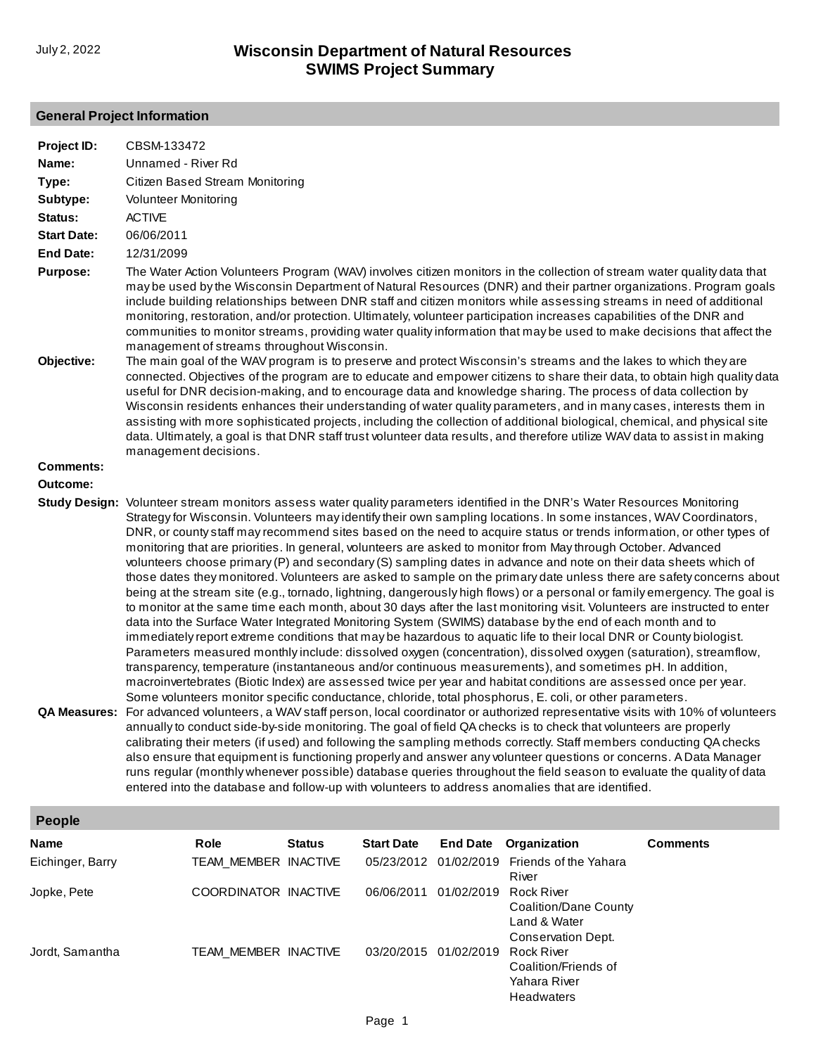# Wisconsin Department of Natural Resources
## SWIMS Project Summary

July 2, 2022

### General Project Information

**Project ID:** CBSM-133472

**Name:** Unnamed - River Rd

**Type:** Citizen Based Stream Monitoring

**Subtype:** Volunteer Monitoring

**Status:** ACTIVE

**Start Date:** 06/06/2011

**End Date:** 12/31/2099

**Purpose:** The Water Action Volunteers Program (WAV) involves citizen monitors in the collection of stream water quality data that may be used by the Wisconsin Department of Natural Resources (DNR) and their partner organizations. Program goals include building relationships between DNR staff and citizen monitors while assessing streams in need of additional monitoring, restoration, and/or protection. Ultimately, volunteer participation increases capabilities of the DNR and communities to monitor streams, providing water quality information that may be used to make decisions that affect the management of streams throughout Wisconsin.

**Objective:** The main goal of the WAV program is to preserve and protect Wisconsin's streams and the lakes to which they are connected. Objectives of the program are to educate and empower citizens to share their data, to obtain high quality data useful for DNR decision-making, and to encourage data and knowledge sharing. The process of data collection by Wisconsin residents enhances their understanding of water quality parameters, and in many cases, interests them in assisting with more sophisticated projects, including the collection of additional biological, chemical, and physical site data. Ultimately, a goal is that DNR staff trust volunteer data results, and therefore utilize WAV data to assist in making management decisions.

**Comments:**

**Outcome:**

**Study Design:** Volunteer stream monitors assess water quality parameters identified in the DNR's Water Resources Monitoring Strategy for Wisconsin. Volunteers may identify their own sampling locations. In some instances, WAV Coordinators, DNR, or county staff may recommend sites based on the need to acquire status or trends information, or other types of monitoring that are priorities. In general, volunteers are asked to monitor from May through October. Advanced volunteers choose primary (P) and secondary (S) sampling dates in advance and note on their data sheets which of those dates they monitored. Volunteers are asked to sample on the primary date unless there are safety concerns about being at the stream site (e.g., tornado, lightning, dangerously high flows) or a personal or family emergency. The goal is to monitor at the same time each month, about 30 days after the last monitoring visit. Volunteers are instructed to enter data into the Surface Water Integrated Monitoring System (SWIMS) database by the end of each month and to immediately report extreme conditions that may be hazardous to aquatic life to their local DNR or County biologist. Parameters measured monthly include: dissolved oxygen (concentration), dissolved oxygen (saturation), streamflow, transparency, temperature (instantaneous and/or continuous measurements), and sometimes pH. In addition, macroinvertebrates (Biotic Index) are assessed twice per year and habitat conditions are assessed once per year. Some volunteers monitor specific conductance, chloride, total phosphorus, E. coli, or other parameters.

**QA Measures:** For advanced volunteers, a WAV staff person, local coordinator or authorized representative visits with 10% of volunteers annually to conduct side-by-side monitoring. The goal of field QA checks is to check that volunteers are properly calibrating their meters (if used) and following the sampling methods correctly. Staff members conducting QA checks also ensure that equipment is functioning properly and answer any volunteer questions or concerns. A Data Manager runs regular (monthly whenever possible) database queries throughout the field season to evaluate the quality of data entered into the database and follow-up with volunteers to address anomalies that are identified.

### People

| Name | Role | Status | Start Date | End Date | Organization | Comments |
|---|---|---|---|---|---|---|
| Eichinger, Barry | TEAM_MEMBER | INACTIVE | 05/23/2012 | 01/02/2019 | Friends of the Yahara River | |
| Jopke, Pete | COORDINATOR | INACTIVE | 06/06/2011 | 01/02/2019 | Rock River Coalition/Dane County Land & Water Conservation Dept. | |
| Jordt, Samantha | TEAM_MEMBER | INACTIVE | 03/20/2015 | 01/02/2019 | Rock River Coalition/Friends of Yahara River Headwaters | |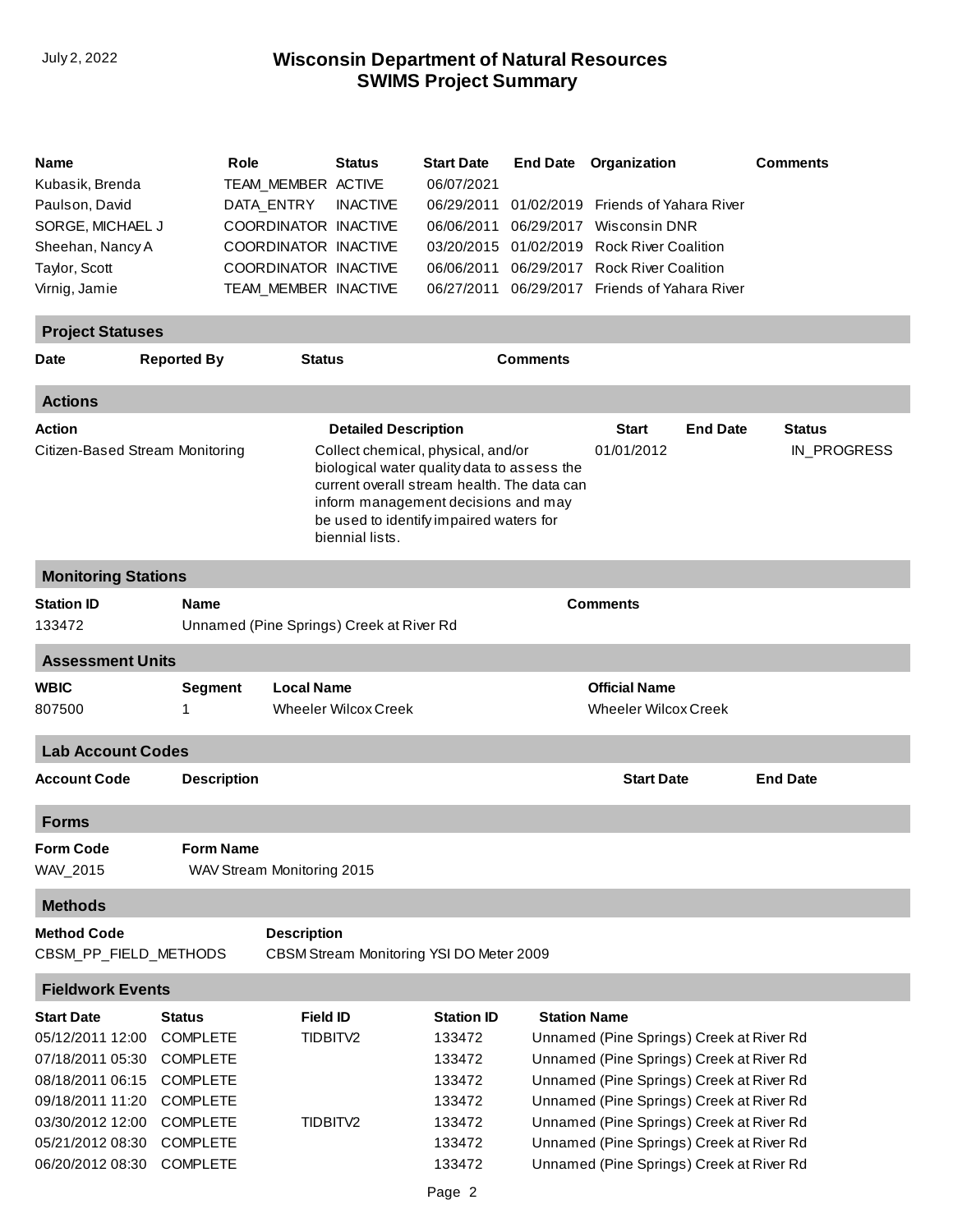# Wisconsin Department of Natural Resources
## SWIMS Project Summary

| Name | Role | Status | Start Date | End Date | Organization | Comments |
|---|---|---|---|---|---|---|
| Kubasik, Brenda | TEAM_MEMBER | ACTIVE | 06/07/2021 | | | |
| Paulson, David | DATA_ENTRY | INACTIVE | 06/29/2011 | 01/02/2019 | Friends of Yahara River | |
| SORGE, MICHAEL J | COORDINATOR | INACTIVE | 06/06/2011 | 06/29/2017 | Wisconsin DNR | |
| Sheehan, Nancy A | COORDINATOR | INACTIVE | 03/20/2015 | 01/02/2019 | Rock River Coalition | |
| Taylor, Scott | COORDINATOR | INACTIVE | 06/06/2011 | 06/29/2017 | Rock River Coalition | |
| Virnig, Jamie | TEAM_MEMBER | INACTIVE | 06/27/2011 | 06/29/2017 | Friends of Yahara River | |

### Project Statuses

| Date | Reported By | Status | Comments |
|---|---|---|---|

### Actions

| Action | Detailed Description | Start | End Date | Status |
|---|---|---|---|---|
| Citizen-Based Stream Monitoring | Collect chemical, physical, and/or biological water quality data to assess the current overall stream health. The data can inform management decisions and may be used to identify impaired waters for biennial lists. | 01/01/2012 | | IN_PROGRESS |

### Monitoring Stations

| Station ID | Name | Comments |
|---|---|---|
| 133472 | Unnamed (Pine Springs) Creek at River Rd | |

### Assessment Units

| WBIC | Segment | Local Name | Official Name |
|---|---|---|---|
| 807500 | 1 | Wheeler Wilcox Creek | Wheeler Wilcox Creek |

### Lab Account Codes

| Account Code | Description | Start Date | End Date |
|---|---|---|---|

### Forms

| Form Code | Form Name |
|---|---|
| WAV_2015 | WAV Stream Monitoring 2015 |

### Methods

| Method Code | Description |
|---|---|
| CBSM_PP_FIELD_METHODS | CBSM Stream Monitoring YSI DO Meter 2009 |

### Fieldwork Events

| Start Date | Status | Field ID | Station ID | Station Name |
|---|---|---|---|---|
| 05/12/2011 12:00 | COMPLETE | TIDBITV2 | 133472 | Unnamed (Pine Springs) Creek at River Rd |
| 07/18/2011 05:30 | COMPLETE | | 133472 | Unnamed (Pine Springs) Creek at River Rd |
| 08/18/2011 06:15 | COMPLETE | | 133472 | Unnamed (Pine Springs) Creek at River Rd |
| 09/18/2011 11:20 | COMPLETE | | 133472 | Unnamed (Pine Springs) Creek at River Rd |
| 03/30/2012 12:00 | COMPLETE | TIDBITV2 | 133472 | Unnamed (Pine Springs) Creek at River Rd |
| 05/21/2012 08:30 | COMPLETE | | 133472 | Unnamed (Pine Springs) Creek at River Rd |
| 06/20/2012 08:30 | COMPLETE | | 133472 | Unnamed (Pine Springs) Creek at River Rd |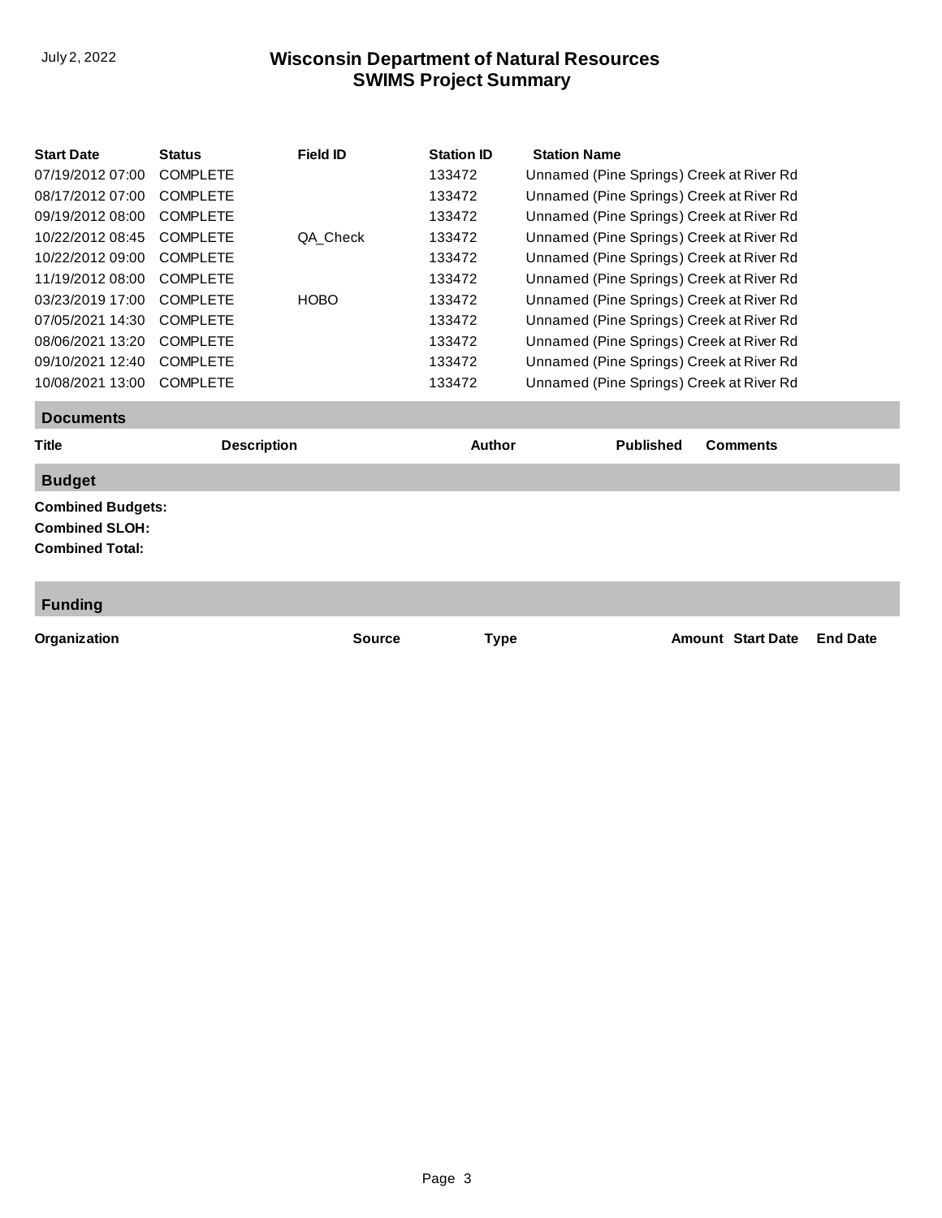| Start Date | Status | Field ID | Station ID | Station Name |
| --- | --- | --- | --- | --- |
| 07/19/2012 07:00 | COMPLETE | | 133472 | Unnamed (Pine Springs) Creek at River Rd |
| 08/17/2012 07:00 | COMPLETE | | 133472 | Unnamed (Pine Springs) Creek at River Rd |
| 09/19/2012 08:00 | COMPLETE | | 133472 | Unnamed (Pine Springs) Creek at River Rd |
| 10/22/2012 08:45 | COMPLETE | QA_Check | 133472 | Unnamed (Pine Springs) Creek at River Rd |
| 10/22/2012 09:00 | COMPLETE | | 133472 | Unnamed (Pine Springs) Creek at River Rd |
| 11/19/2012 08:00 | COMPLETE | | 133472 | Unnamed (Pine Springs) Creek at River Rd |
| 03/23/2019 17:00 | COMPLETE | HOBO | 133472 | Unnamed (Pine Springs) Creek at River Rd |
| 07/05/2021 14:30 | COMPLETE | | 133472 | Unnamed (Pine Springs) Creek at River Rd |
| 08/06/2021 13:20 | COMPLETE | | 133472 | Unnamed (Pine Springs) Creek at River Rd |
| 09/10/2021 12:40 | COMPLETE | | 133472 | Unnamed (Pine Springs) Creek at River Rd |
| 10/08/2021 13:00 | COMPLETE | | 133472 | Unnamed (Pine Springs) Creek at River Rd |

## Documents

| Title | Description | Author | Published | Comments |
| --- | --- | --- | --- | --- |

## Budget

**Combined Budgets:**

**Combined SLOH:**

**Combined Total:**

## Funding

| Organization | Source | Type | Amount | Start Date | End Date |
| --- | --- | --- | --- | --- | --- |